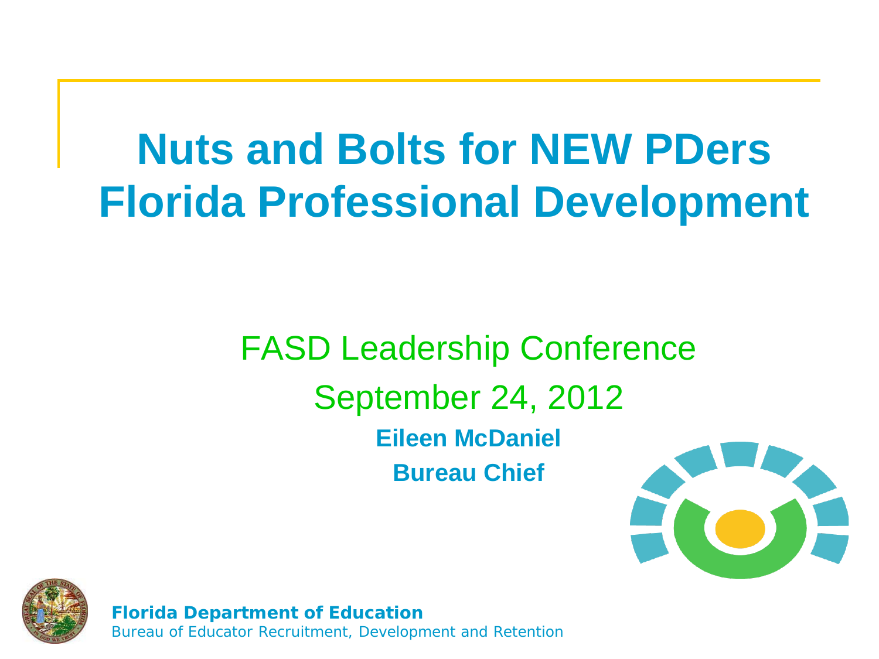# Nuts and Bolts for NEW PDers Florida Professional Development

FASD Leadership Conference

September 24, 2012

**Eileen McDaniel**

**Bureau Chief**

**Florida Department of Education**

Bureau of Educator Recruitment, Development and Retention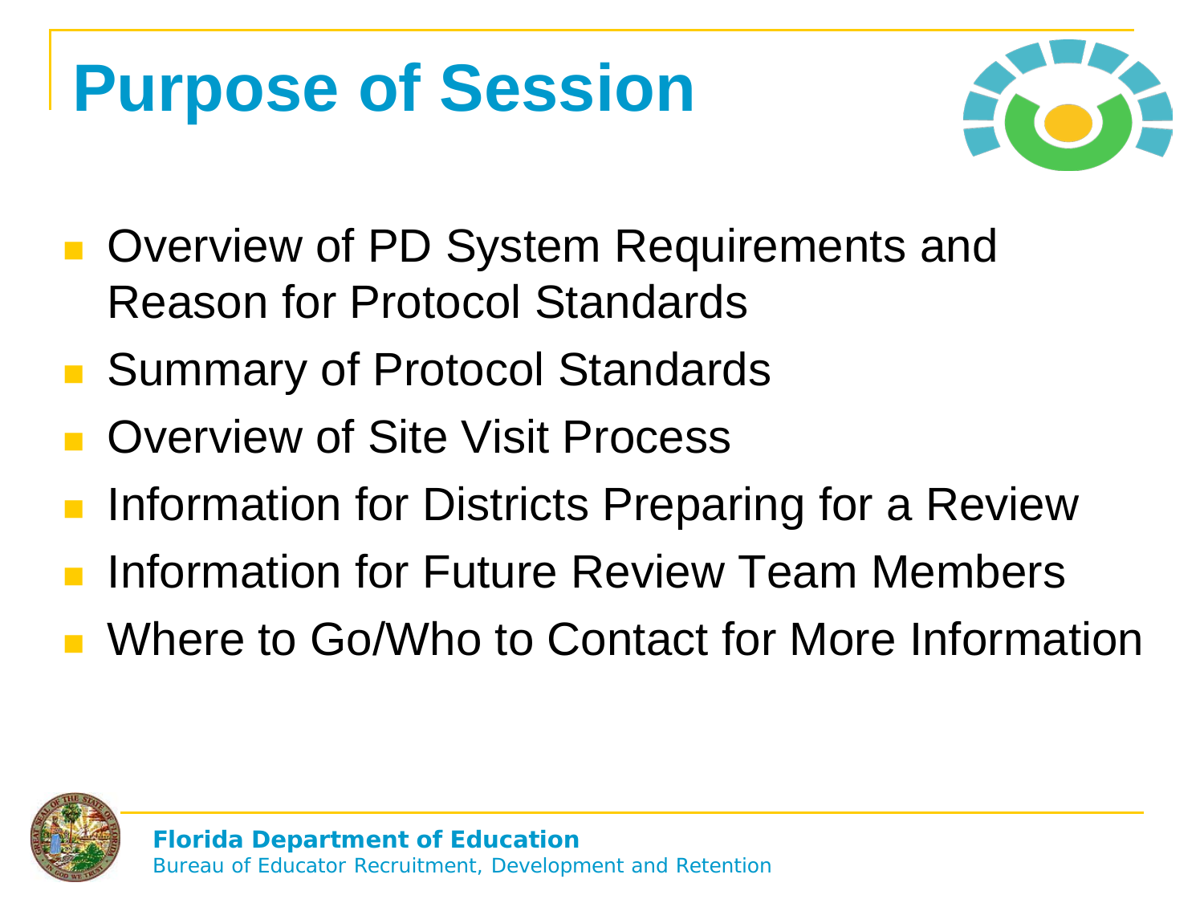# Purpose of Session

- Overview of PD System Requirements and Reason for Protocol Standards
- Summary of Protocol Standards
- Overview of Site Visit Process
- Information for Districts Preparing for a Review
- Information for Future Review Team Members
- Where to Go/Who to Contact for More Information

**Florida Department of Education**
Bureau of Educator Recruitment, Development and Retention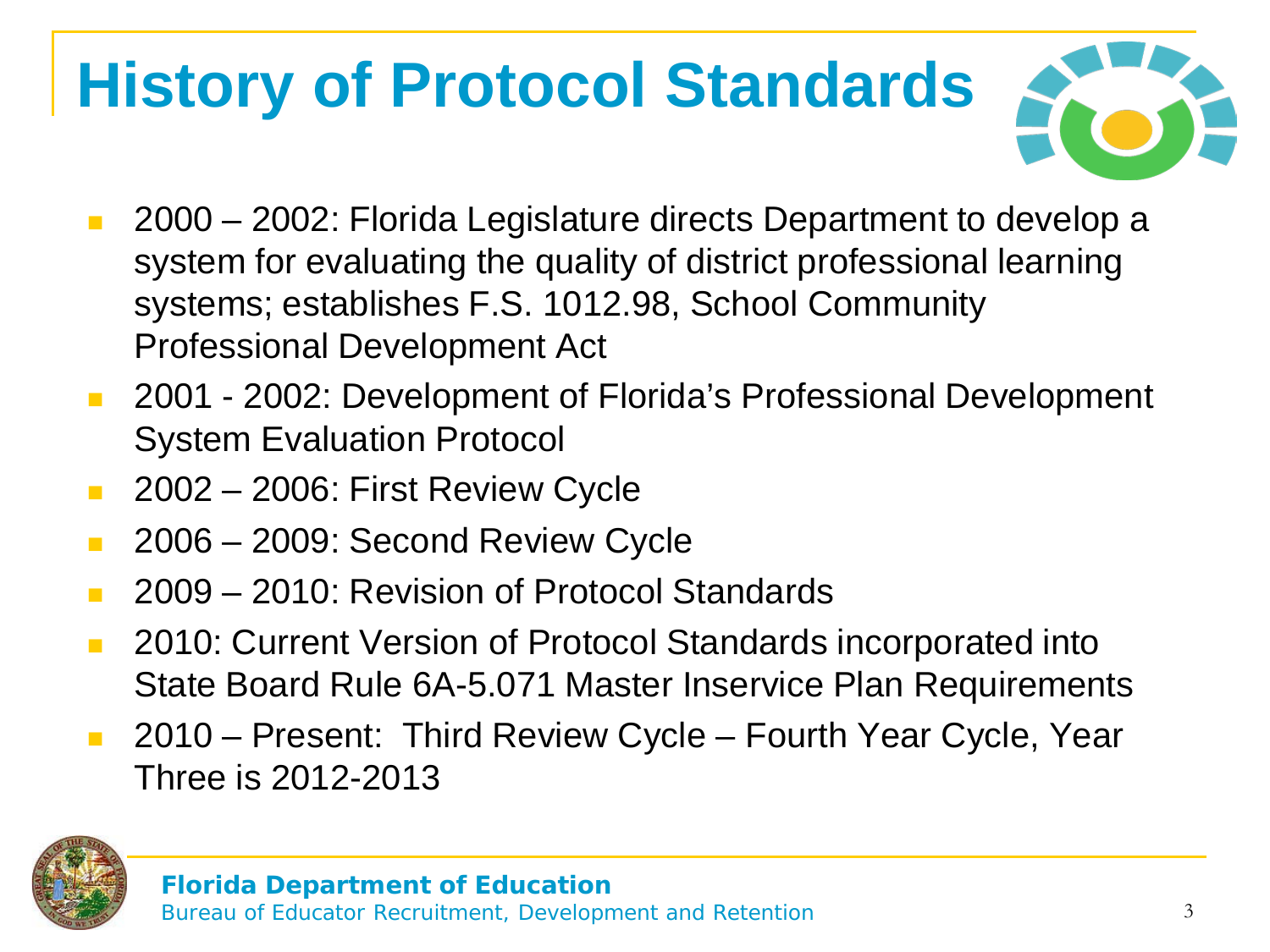# History of Protocol Standards

- 2000 – 2002: Florida Legislature directs Department to develop a system for evaluating the quality of district professional learning systems; establishes F.S. 1012.98, School Community Professional Development Act
- 2001 - 2002: Development of Florida's Professional Development System Evaluation Protocol
- 2002 – 2006: First Review Cycle
- 2006 – 2009: Second Review Cycle
- 2009 – 2010: Revision of Protocol Standards
- 2010: Current Version of Protocol Standards incorporated into State Board Rule 6A-5.071 Master Inservice Plan Requirements
- 2010 – Present: Third Review Cycle – Fourth Year Cycle, Year Three is 2012-2013

**Florida Department of Education**
Bureau of Educator Recruitment, Development and Retention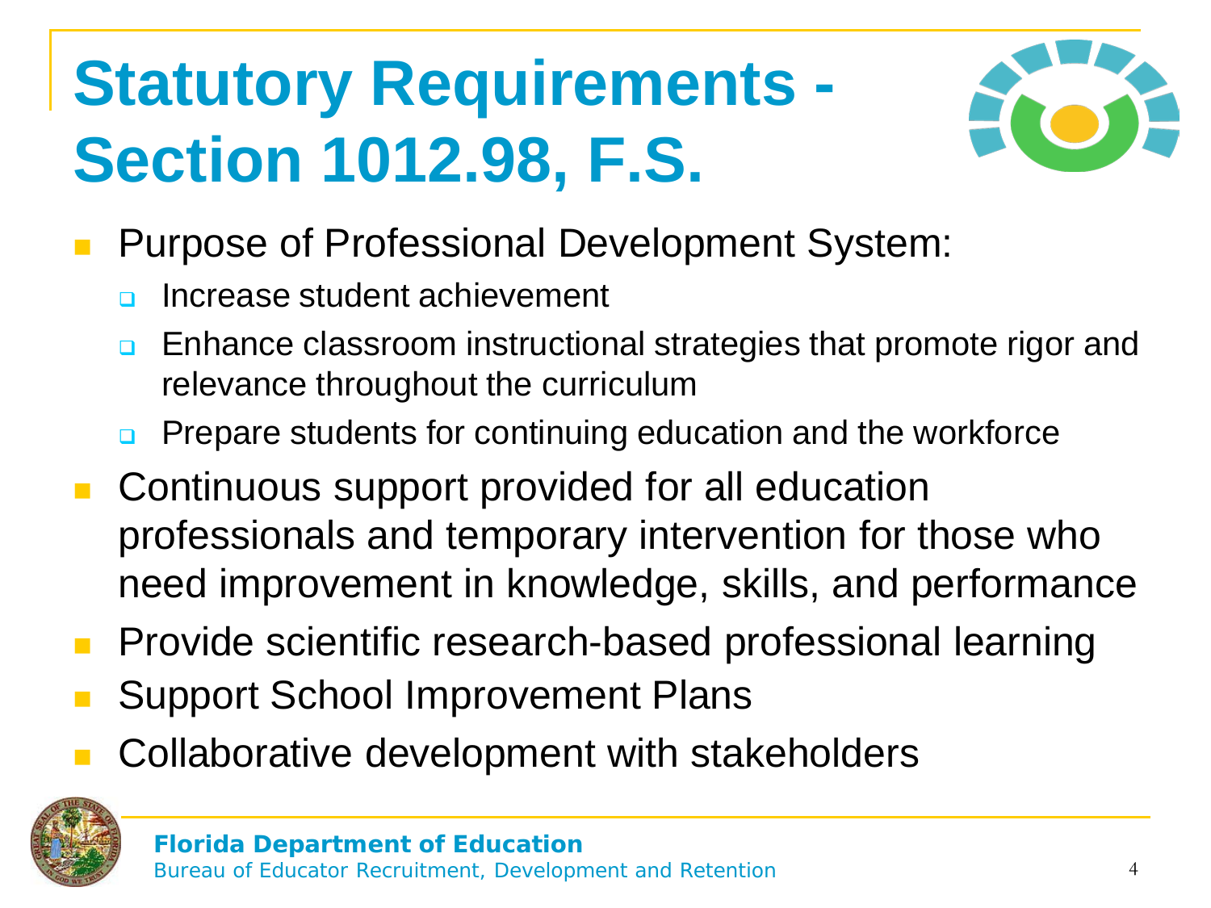# Statutory Requirements - Section 1012.98, F.S.

- Purpose of Professional Development System:
  - Increase student achievement
  - Enhance classroom instructional strategies that promote rigor and relevance throughout the curriculum
  - Prepare students for continuing education and the workforce
- Continuous support provided for all education professionals and temporary intervention for those who need improvement in knowledge, skills, and performance
- Provide scientific research-based professional learning
- Support School Improvement Plans
- Collaborative development with stakeholders

**Florida Department of Education**
Bureau of Educator Recruitment, Development and Retention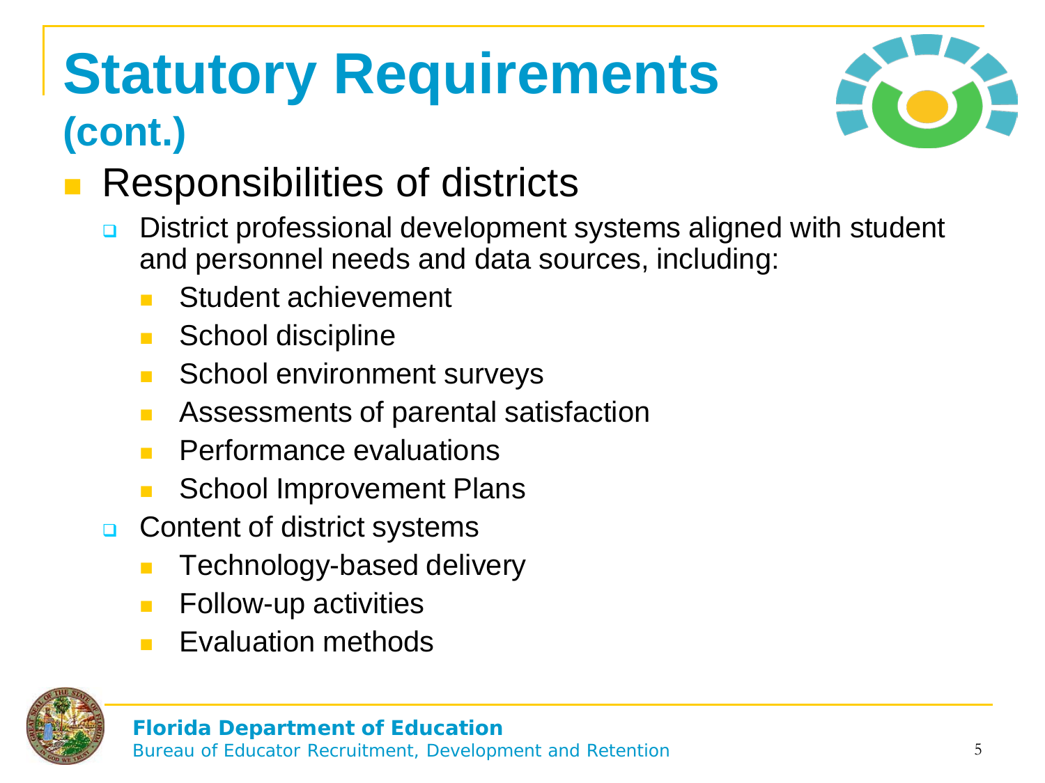# Statutory Requirements (cont.)

- Responsibilities of districts
  - District professional development systems aligned with student and personnel needs and data sources, including:
    - Student achievement
    - School discipline
    - School environment surveys
    - Assessments of parental satisfaction
    - Performance evaluations
    - School Improvement Plans
  - Content of district systems
    - Technology-based delivery
    - Follow-up activities
    - Evaluation methods

**Florida Department of Education**
Bureau of Educator Recruitment, Development and Retention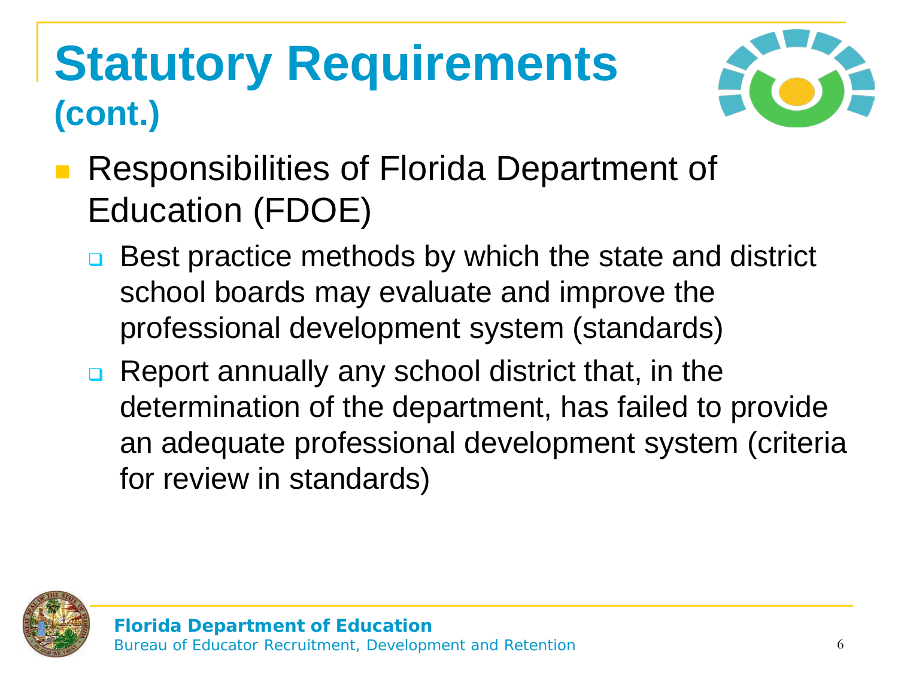# Statutory Requirements (cont.)

- Responsibilities of Florida Department of Education (FDOE)
  - Best practice methods by which the state and district school boards may evaluate and improve the professional development system (standards)
  - Report annually any school district that, in the determination of the department, has failed to provide an adequate professional development system (criteria for review in standards)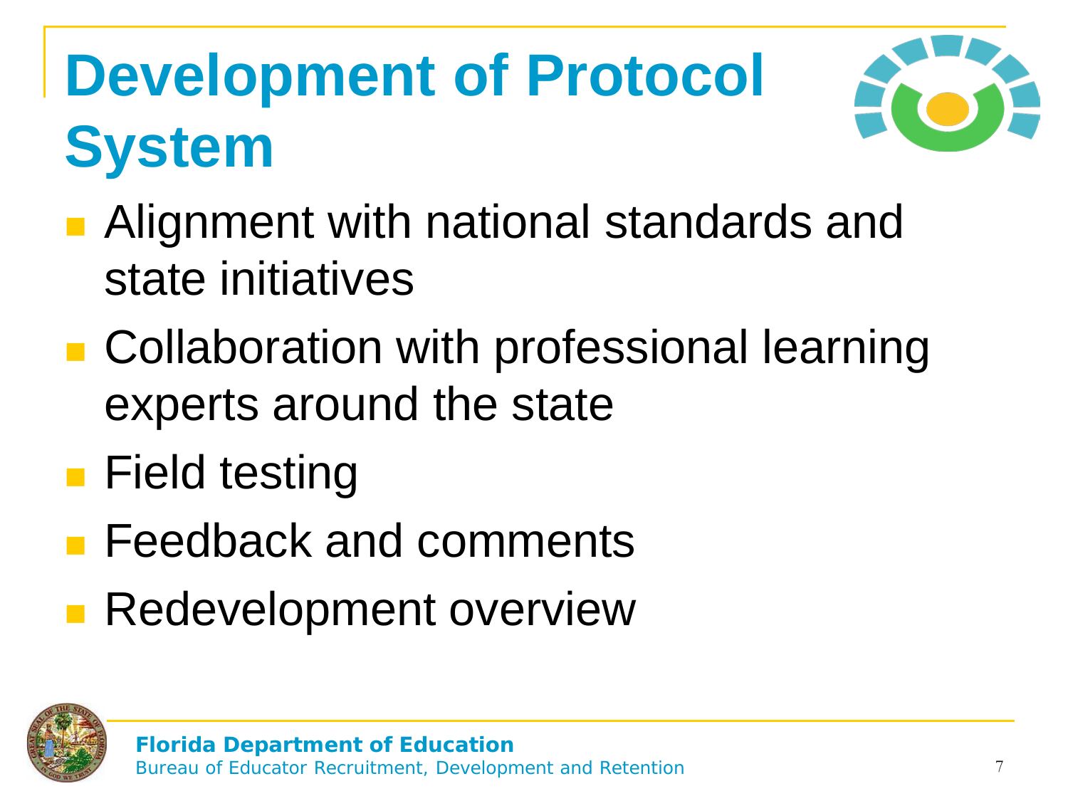# Development of Protocol System

- Alignment with national standards and state initiatives
- Collaboration with professional learning experts around the state
- Field testing
- Feedback and comments
- Redevelopment overview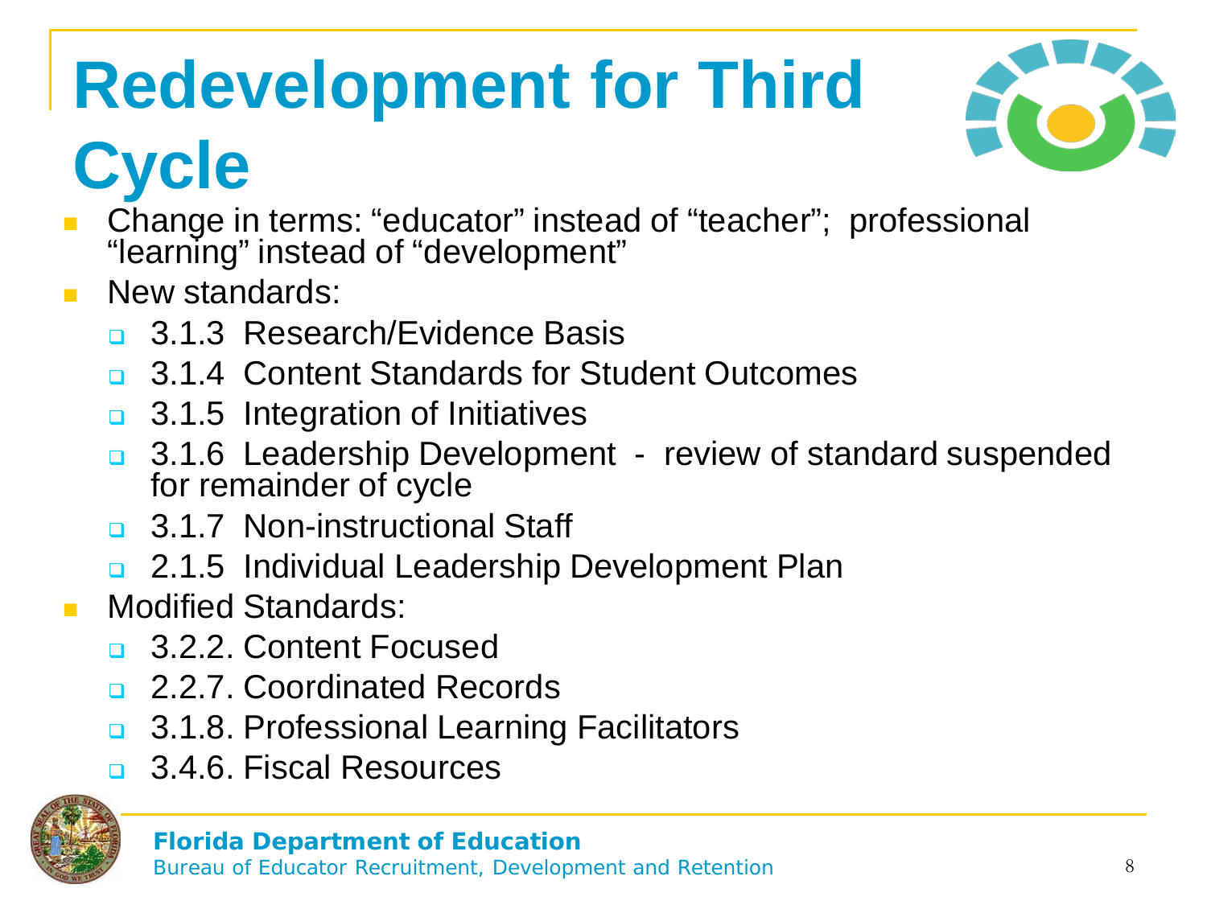# Redevelopment for Third Cycle

- Change in terms: "educator" instead of "teacher"; professional "learning" instead of "development"
- New standards:
  - 3.1.3 Research/Evidence Basis
  - 3.1.4 Content Standards for Student Outcomes
  - 3.1.5 Integration of Initiatives
  - 3.1.6 Leadership Development - review of standard suspended for remainder of cycle
  - 3.1.7 Non-instructional Staff
  - 2.1.5 Individual Leadership Development Plan
- Modified Standards:
  - 3.2.2. Content Focused
  - 2.2.7. Coordinated Records
  - 3.1.8. Professional Learning Facilitators
  - 3.4.6. Fiscal Resources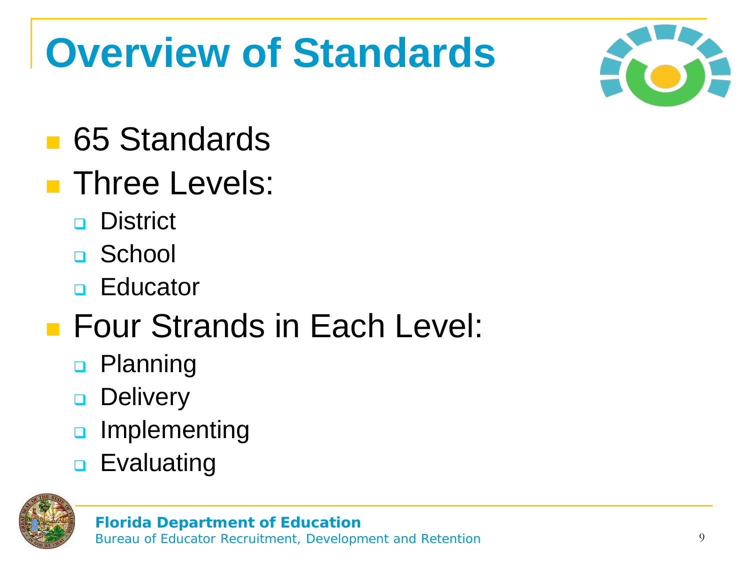# Overview of Standards

- 65 Standards
- Three Levels:
  - District
  - School
  - Educator
- Four Strands in Each Level:
  - Planning
  - Delivery
  - Implementing
  - Evaluating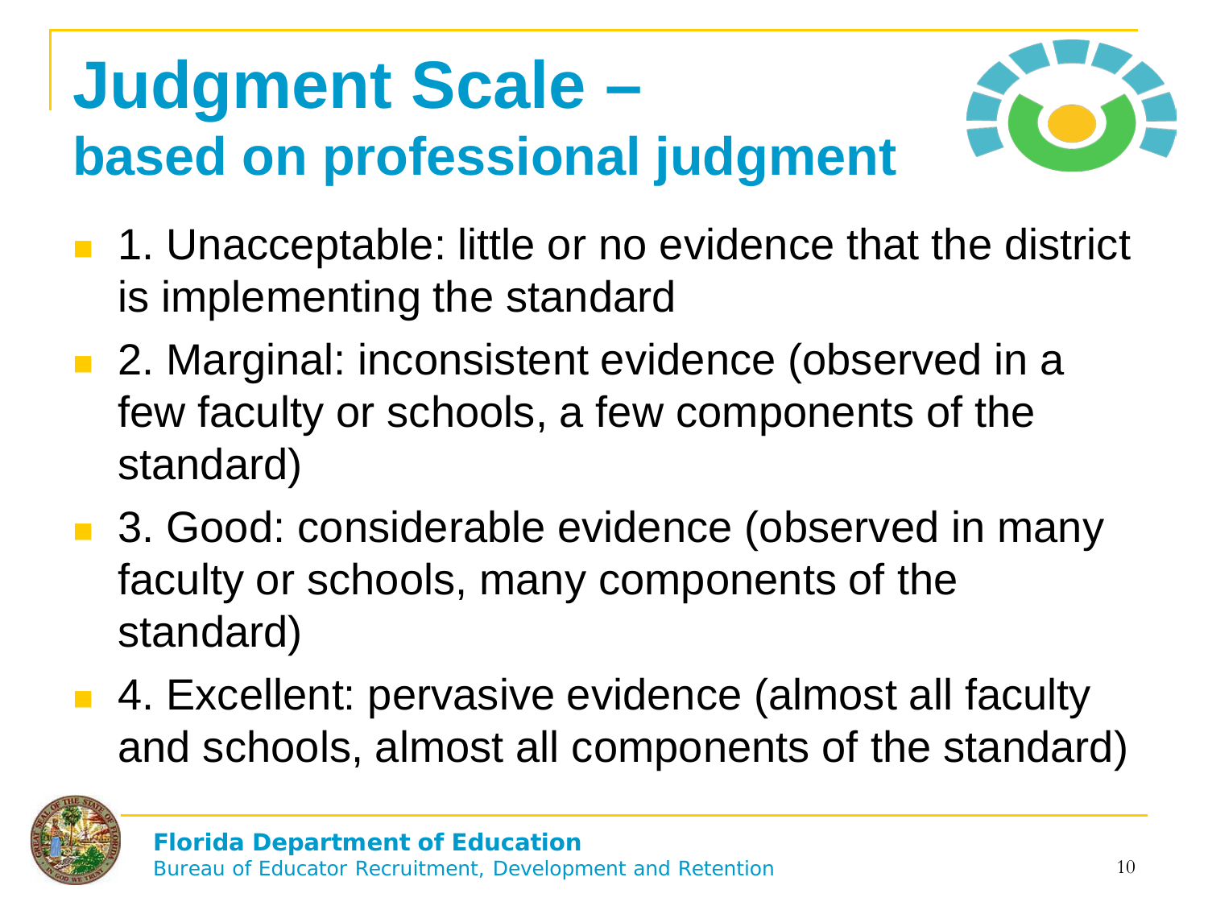# Judgment Scale – based on professional judgment

- 1. Unacceptable: little or no evidence that the district is implementing the standard
- 2. Marginal: inconsistent evidence (observed in a few faculty or schools, a few components of the standard)
- 3. Good: considerable evidence (observed in many faculty or schools, many components of the standard)
- 4. Excellent: pervasive evidence (almost all faculty and schools, almost all components of the standard)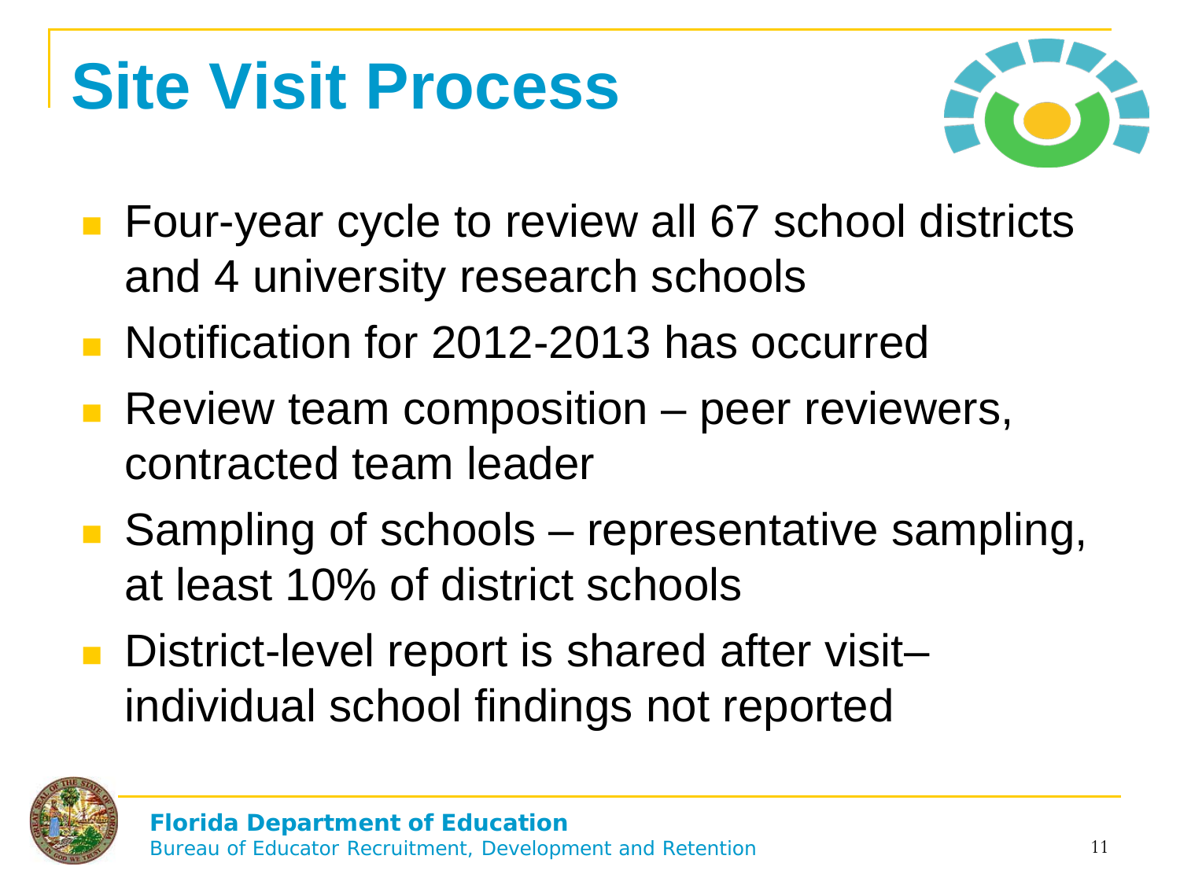# Site Visit Process

- Four-year cycle to review all 67 school districts and 4 university research schools
- Notification for 2012-2013 has occurred
- Review team composition – peer reviewers, contracted team leader
- Sampling of schools – representative sampling, at least 10% of district schools
- District-level report is shared after visit– individual school findings not reported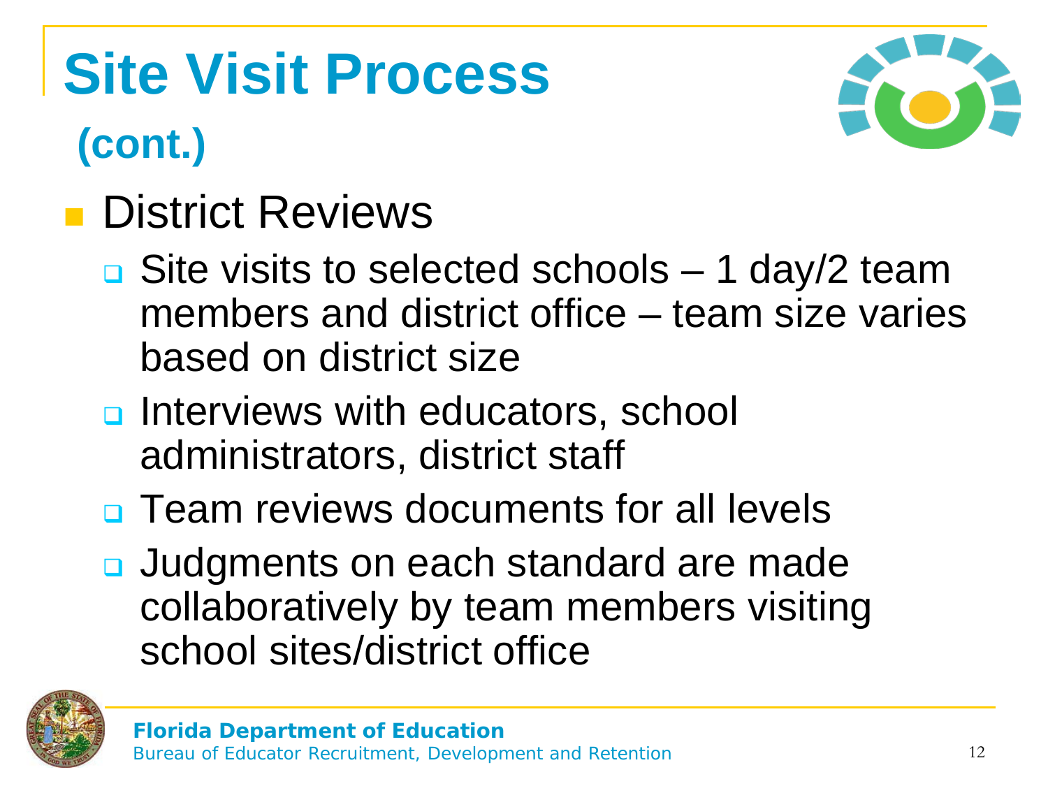# Site Visit Process (cont.)

- District Reviews
  - Site visits to selected schools – 1 day/2 team members and district office – team size varies based on district size
  - Interviews with educators, school administrators, district staff
  - Team reviews documents for all levels
  - Judgments on each standard are made collaboratively by team members visiting school sites/district office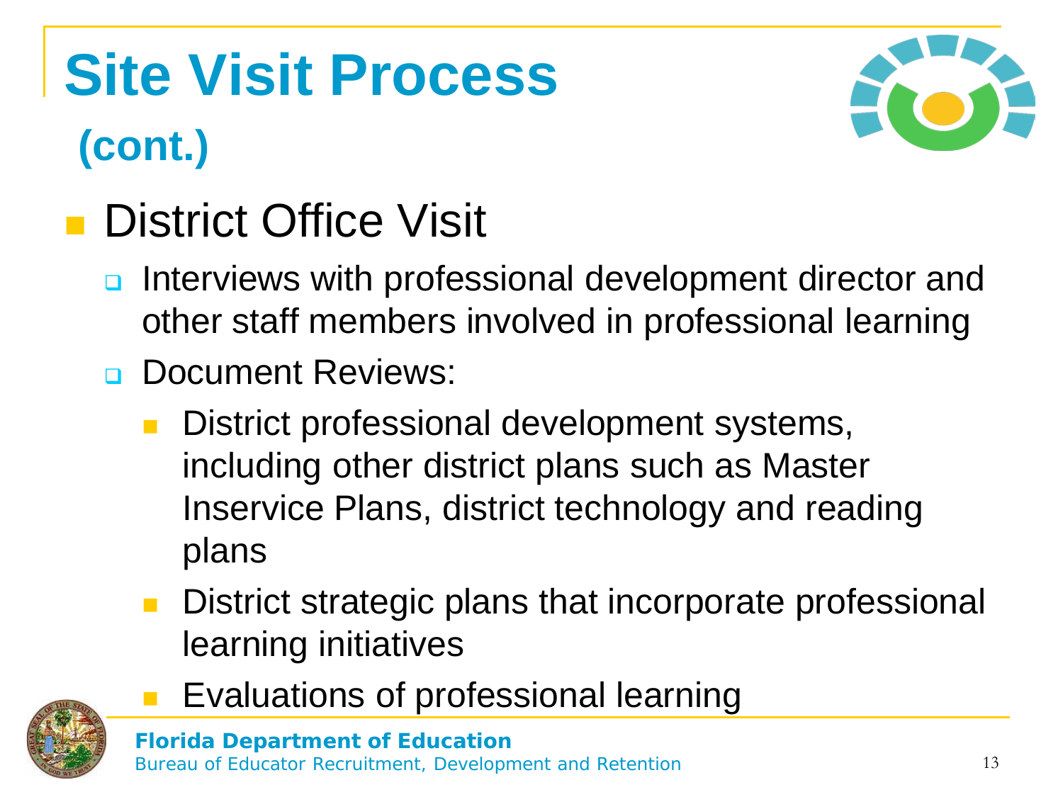# Site Visit Process (cont.)

- District Office Visit
  - Interviews with professional development director and other staff members involved in professional learning
  - Document Reviews:
    - District professional development systems, including other district plans such as Master Inservice Plans, district technology and reading plans
    - District strategic plans that incorporate professional learning initiatives
    - Evaluations of professional learning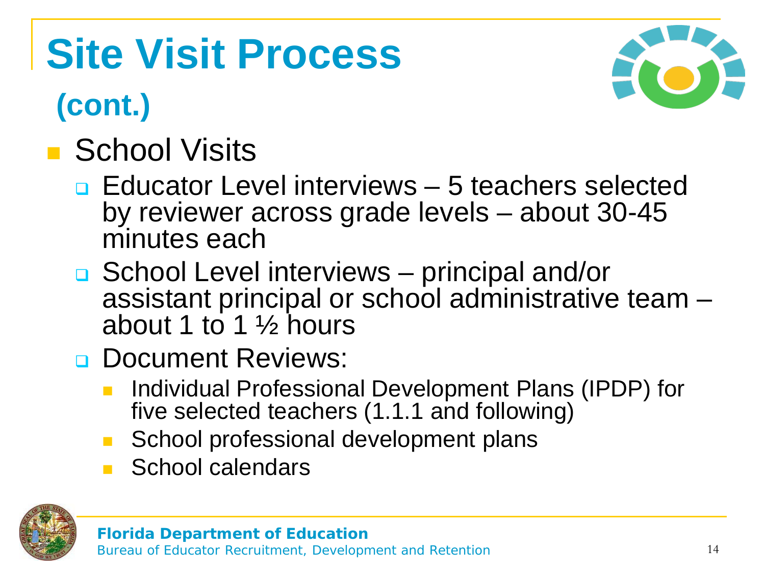# Site Visit Process (cont.)

- School Visits
  - Educator Level interviews – 5 teachers selected by reviewer across grade levels – about 30-45 minutes each
  - School Level interviews – principal and/or assistant principal or school administrative team – about 1 to 1 ½ hours
  - Document Reviews:
    - Individual Professional Development Plans (IPDP) for five selected teachers (1.1.1 and following)
    - School professional development plans
    - School calendars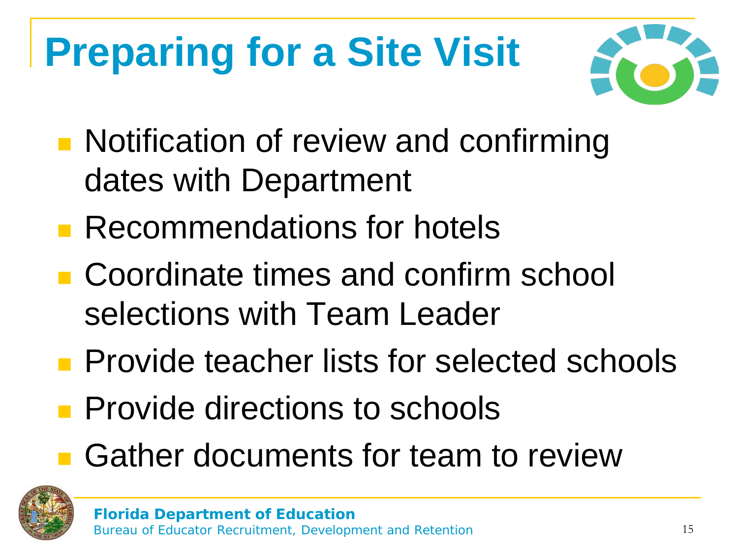# Preparing for a Site Visit

- Notification of review and confirming dates with Department
- Recommendations for hotels
- Coordinate times and confirm school selections with Team Leader
- Provide teacher lists for selected schools
- Provide directions to schools
- Gather documents for team to review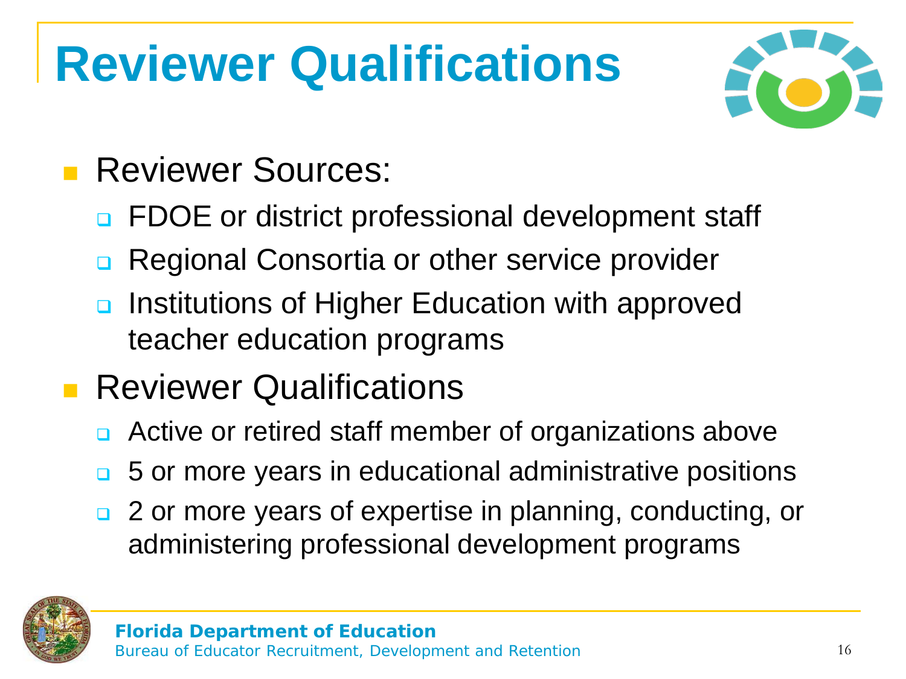# Reviewer Qualifications

- Reviewer Sources:
  - FDOE or district professional development staff
  - Regional Consortia or other service provider
  - Institutions of Higher Education with approved teacher education programs
- Reviewer Qualifications
  - Active or retired staff member of organizations above
  - 5 or more years in educational administrative positions
  - 2 or more years of expertise in planning, conducting, or administering professional development programs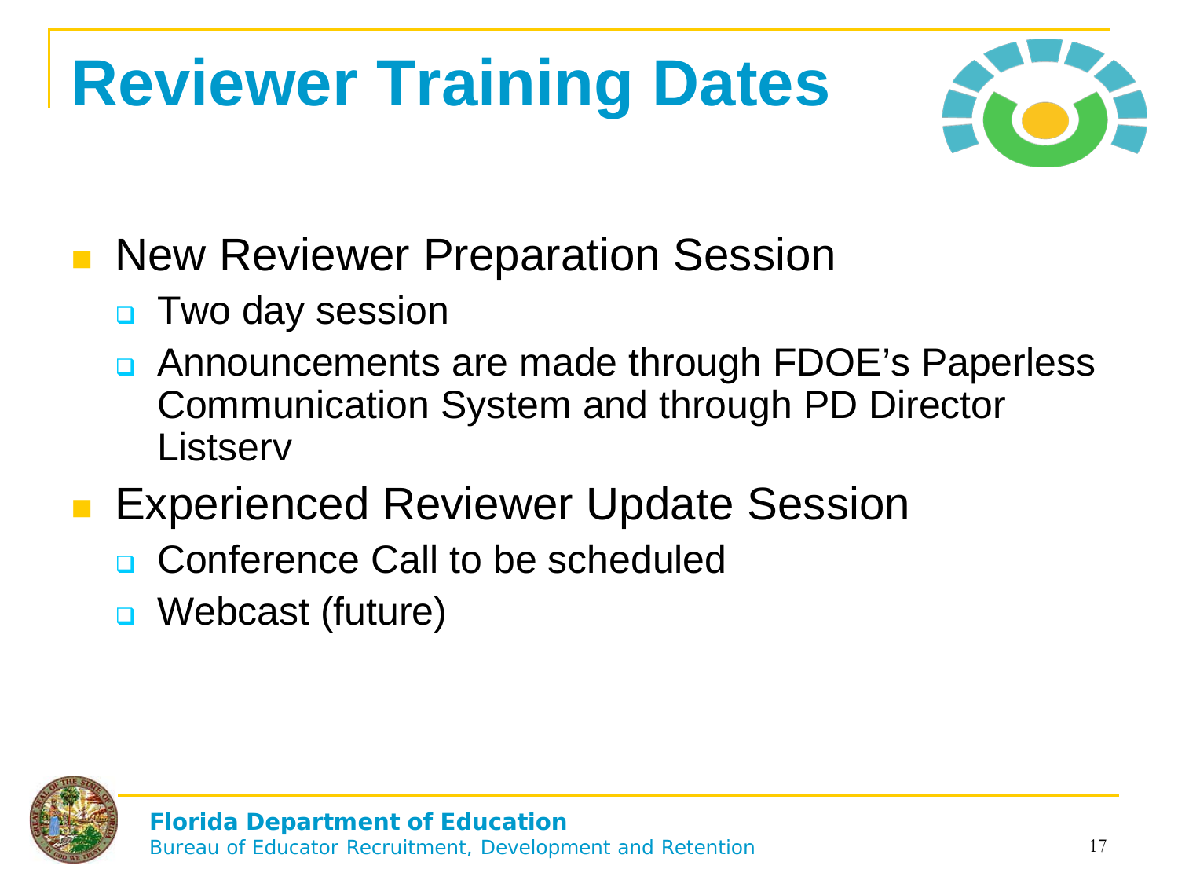# Reviewer Training Dates

- New Reviewer Preparation Session
  - Two day session
  - Announcements are made through FDOE's Paperless Communication System and through PD Director Listserv
- Experienced Reviewer Update Session
  - Conference Call to be scheduled
  - Webcast (future)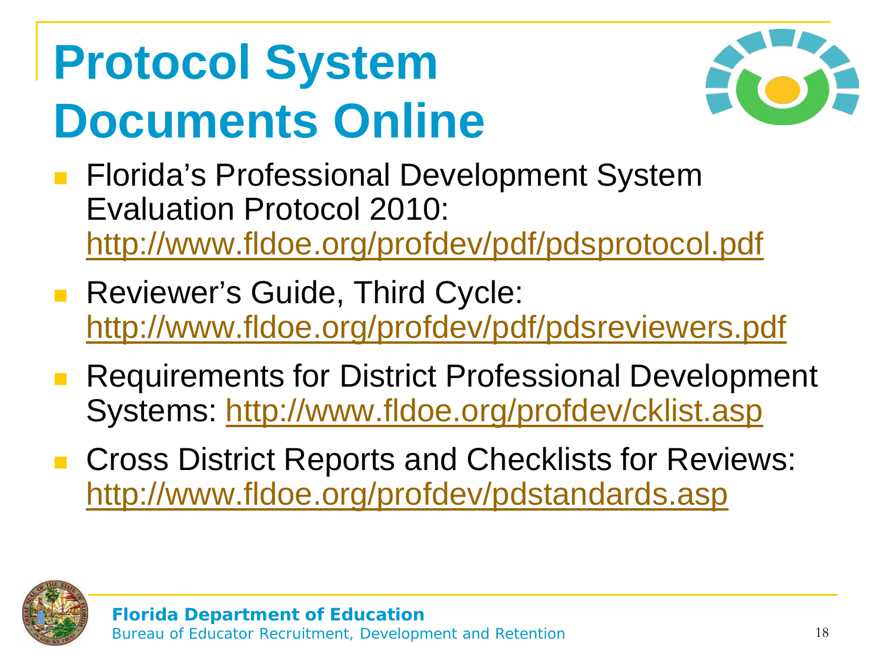# Protocol System Documents Online

- Florida's Professional Development System Evaluation Protocol 2010: http://www.fldoe.org/profdev/pdf/pdsprotocol.pdf
- Reviewer's Guide, Third Cycle: http://www.fldoe.org/profdev/pdf/pdsreviewers.pdf
- Requirements for District Professional Development Systems: http://www.fldoe.org/profdev/cklist.asp
- Cross District Reports and Checklists for Reviews: http://www.fldoe.org/profdev/pdstandards.asp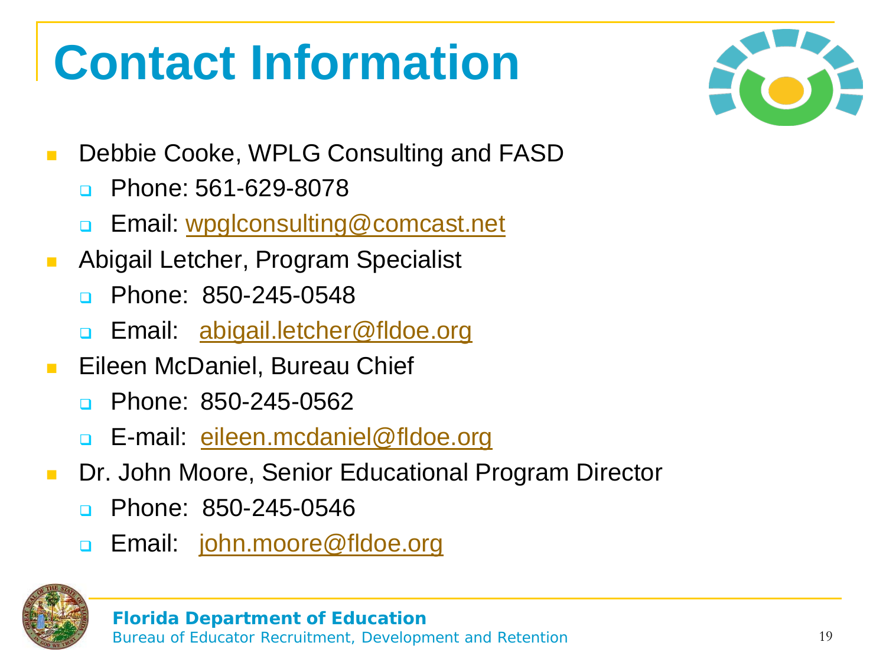# Contact Information

- Debbie Cooke, WPLG Consulting and FASD
  - Phone: 561-629-8078
  - Email: wpglconsulting@comcast.net
- Abigail Letcher, Program Specialist
  - Phone: 850-245-0548
  - Email: abigail.letcher@fldoe.org
- Eileen McDaniel, Bureau Chief
  - Phone: 850-245-0562
  - E-mail: eileen.mcdaniel@fldoe.org
- Dr. John Moore, Senior Educational Program Director
  - Phone: 850-245-0546
  - Email: john.moore@fldoe.org